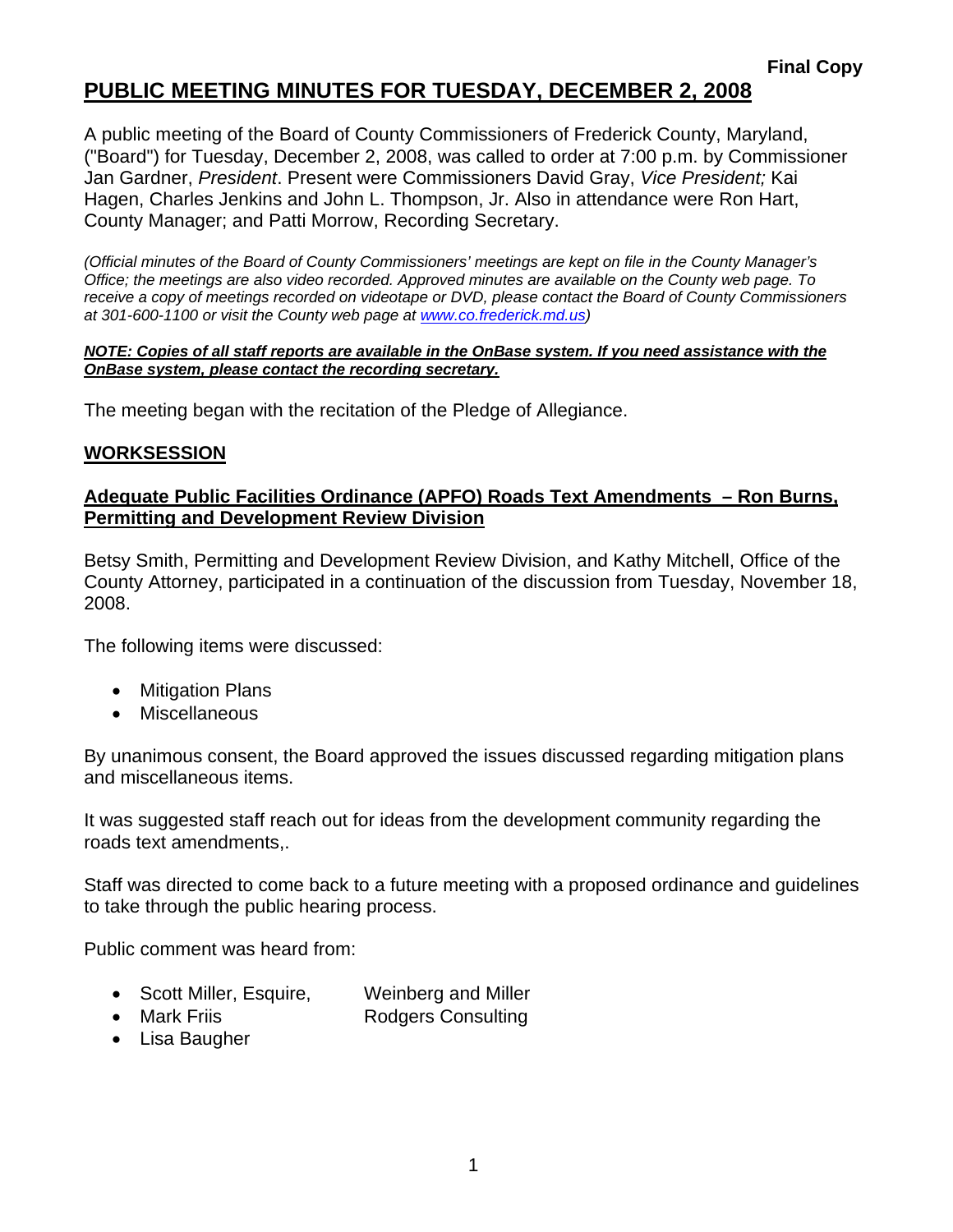**Final Copy**

# PUBLIC MEETING MINUTES FOR TUESDAY, DECEMBER 2, 2008

A public meeting of the Board of County Commissioners of Frederick County, Maryland, ("Board") for Tuesday, December 2, 2008, was called to order at 7:00 p.m. by Commissioner Jan Gardner, *President*. Present were Commissioners David Gray, *Vice President;* Kai Hagen, Charles Jenkins and John L. Thompson, Jr. Also in attendance were Ron Hart, County Manager; and Patti Morrow, Recording Secretary.

*(Official minutes of the Board of County Commissioners' meetings are kept on file in the County Manager's Office; the meetings are also video recorded. Approved minutes are available on the County web page. To receive a copy of meetings recorded on videotape or DVD, please contact the Board of County Commissioners at 301-600-1100 or visit the County web page at www.co.frederick.md.us)*

***NOTE: Copies of all staff reports are available in the OnBase system. If you need assistance with the OnBase system, please contact the recording secretary.***

The meeting began with the recitation of the Pledge of Allegiance.

## WORKSESSION

### Adequate Public Facilities Ordinance (APFO) Roads Text Amendments – Ron Burns, Permitting and Development Review Division

Betsy Smith, Permitting and Development Review Division, and Kathy Mitchell, Office of the County Attorney, participated in a continuation of the discussion from Tuesday, November 18, 2008.

The following items were discussed:

- Mitigation Plans
- Miscellaneous

By unanimous consent, the Board approved the issues discussed regarding mitigation plans and miscellaneous items.

It was suggested staff reach out for ideas from the development community regarding the roads text amendments,.

Staff was directed to come back to a future meeting with a proposed ordinance and guidelines to take through the public hearing process.

Public comment was heard from:

- Scott Miller, Esquire, Weinberg and Miller
- Mark Friis Rodgers Consulting
- Lisa Baugher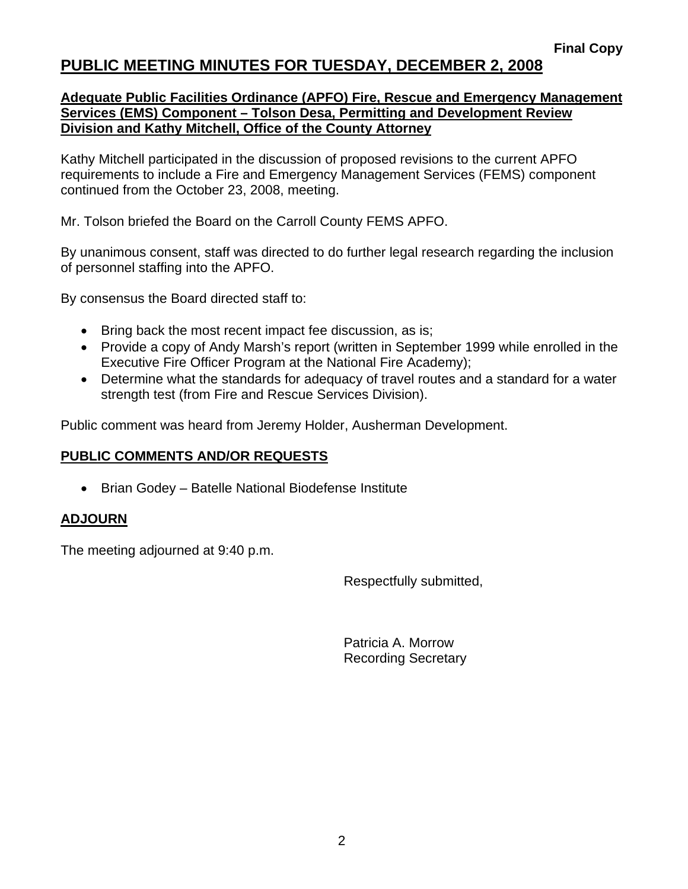**Final Copy**

# PUBLIC MEETING MINUTES FOR TUESDAY, DECEMBER 2, 2008

## Adequate Public Facilities Ordinance (APFO) Fire, Rescue and Emergency Management Services (EMS) Component – Tolson Desa, Permitting and Development Review Division and Kathy Mitchell, Office of the County Attorney

Kathy Mitchell participated in the discussion of proposed revisions to the current APFO requirements to include a Fire and Emergency Management Services (FEMS) component continued from the October 23, 2008, meeting.

Mr. Tolson briefed the Board on the Carroll County FEMS APFO.

By unanimous consent, staff was directed to do further legal research regarding the inclusion of personnel staffing into the APFO.

By consensus the Board directed staff to:

- Bring back the most recent impact fee discussion, as is;
- Provide a copy of Andy Marsh's report (written in September 1999 while enrolled in the Executive Fire Officer Program at the National Fire Academy);
- Determine what the standards for adequacy of travel routes and a standard for a water strength test (from Fire and Rescue Services Division).

Public comment was heard from Jeremy Holder, Ausherman Development.

## PUBLIC COMMENTS AND/OR REQUESTS

- Brian Godey – Batelle National Biodefense Institute

## ADJOURN

The meeting adjourned at 9:40 p.m.

Respectfully submitted,

Patricia A. Morrow
Recording Secretary